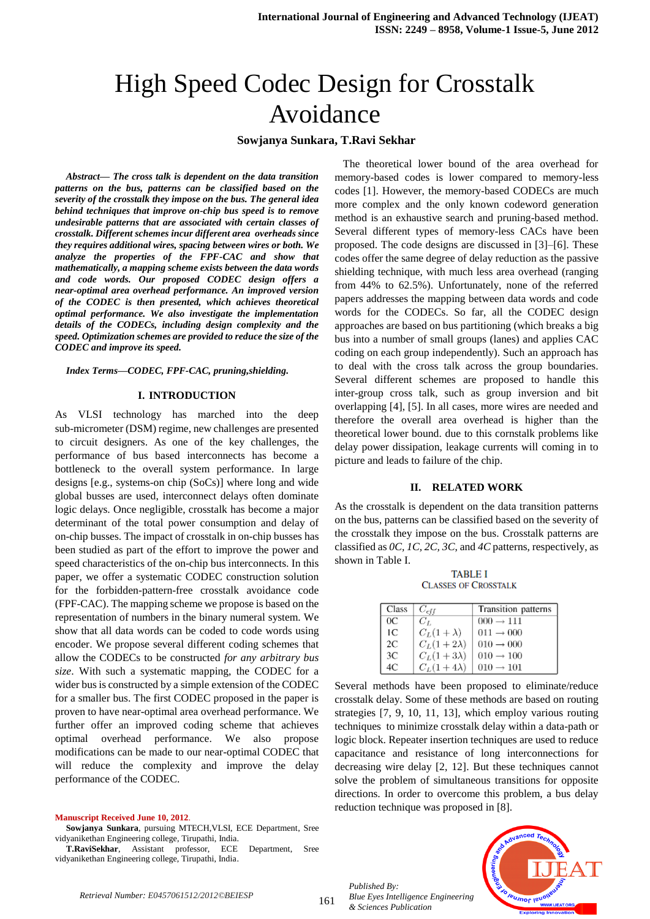# High Speed Codec Design for Crosstalk Avoidance

**Sowjanya Sunkara, T.Ravi Sekhar**

***Abstract*— *The cross talk is dependent on the data transition patterns on the bus, patterns can be classified based on the severity of the crosstalk they impose on the bus. The general idea behind techniques that improve on-chip bus speed is to remove undesirable patterns that are associated with certain classes of crosstalk. Different schemes incur different area overheads since they requires additional wires, spacing between wires or both. We analyze the properties of the FPF-CAC and show that mathematically, a mapping scheme exists between the data words and code words. Our proposed CODEC design offers a near-optimal area overhead performance. An improved version of the CODEC is then presented, which achieves theoretical optimal performance. We also investigate the implementation details of the CODECs, including design complexity and the speed. Optimization schemes are provided to reduce the size of the CODEC and improve its speed.***

***Index Terms*—*CODEC, FPF-CAC, pruning,shielding.***

## I. INTRODUCTION

As VLSI technology has marched into the deep sub-micrometer (DSM) regime, new challenges are presented to circuit designers. As one of the key challenges, the performance of bus based interconnects has become a bottleneck to the overall system performance. In large designs [e.g., systems-on chip (SoCs)] where long and wide global busses are used, interconnect delays often dominate logic delays. Once negligible, crosstalk has become a major determinant of the total power consumption and delay of on-chip busses. The impact of crosstalk in on-chip busses has been studied as part of the effort to improve the power and speed characteristics of the on-chip bus interconnects. In this paper, we offer a systematic CODEC construction solution for the forbidden-pattern-free crosstalk avoidance code (FPF-CAC). The mapping scheme we propose is based on the representation of numbers in the binary numeral system. We show that all data words can be coded to code words using encoder. We propose several different coding schemes that allow the CODECs to be constructed *for any arbitrary bus size*. With such a systematic mapping, the CODEC for a wider bus is constructed by a simple extension of the CODEC for a smaller bus. The first CODEC proposed in the paper is proven to have near-optimal area overhead performance. We further offer an improved coding scheme that achieves optimal overhead performance. We also propose modifications can be made to our near-optimal CODEC that will reduce the complexity and improve the delay performance of the CODEC.

The theoretical lower bound of the area overhead for memory-based codes is lower compared to memory-less codes [1]. However, the memory-based CODECs are much more complex and the only known codeword generation method is an exhaustive search and pruning-based method. Several different types of memory-less CACs have been proposed. The code designs are discussed in [3]–[6]. These codes offer the same degree of delay reduction as the passive shielding technique, with much less area overhead (ranging from 44% to 62.5%). Unfortunately, none of the referred papers addresses the mapping between data words and code words for the CODECs. So far, all the CODEC design approaches are based on bus partitioning (which breaks a big bus into a number of small groups (lanes) and applies CAC coding on each group independently). Such an approach has to deal with the cross talk across the group boundaries. Several different schemes are proposed to handle this inter-group cross talk, such as group inversion and bit overlapping [4], [5]. In all cases, more wires are needed and therefore the overall area overhead is higher than the theoretical lower bound. due to this cornstalk problems like delay power dissipation, leakage currents will coming in to picture and leads to failure of the chip.

## II. RELATED WORK

As the crosstalk is dependent on the data transition patterns on the bus, patterns can be classified based on the severity of the crosstalk they impose on the bus. Crosstalk patterns are classified as *0C*, *1C*, *2C*, *3C*, and *4C* patterns, respectively, as shown in Table I.

TABLE I
CLASSES OF CROSSTALK

| Class | $C_{eff}$ | Transition patterns |
|---|---|---|
| 0C | $C_L$ | $000 \rightarrow 111$ |
| 1C | $C_L(1+\lambda)$ | $011 \rightarrow 000$ |
| 2C | $C_L(1+2\lambda)$ | $010 \rightarrow 000$ |
| 3C | $C_L(1+3\lambda)$ | $010 \rightarrow 100$ |
| 4C | $C_L(1+4\lambda)$ | $010 \rightarrow 101$ |

Several methods have been proposed to eliminate/reduce crosstalk delay. Some of these methods are based on routing strategies [7, 9, 10, 11, 13], which employ various routing techniques to minimize crosstalk delay within a data-path or logic block. Repeater insertion techniques are used to reduce capacitance and resistance of long interconnections for decreasing wire delay [2, 12]. But these techniques cannot solve the problem of simultaneous transitions for opposite directions. In order to overcome this problem, a bus delay reduction technique was proposed in [8].

**Manuscript Received June 10, 2012.**

**Sowjanya Sunkara**, pursuing MTECH,VLSI, ECE Department, Sree vidyanikethan Engineering college, Tirupathi, India.

**T.RaviSekhar**, Assistant professor, ECE Department, Sree vidyanikethan Engineering college, Tirupathi, India.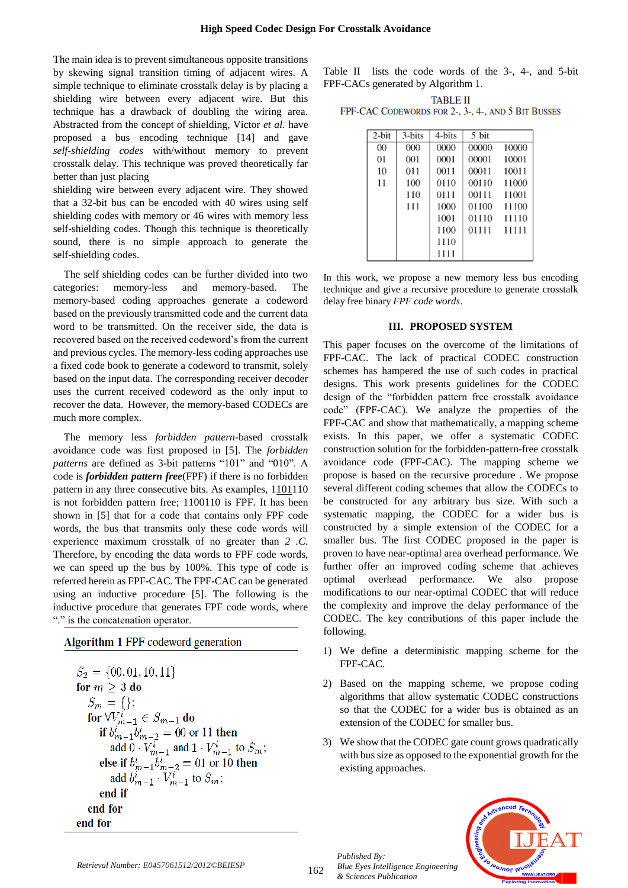The main idea is to prevent simultaneous opposite transitions by skewing signal transition timing of adjacent wires. A simple technique to eliminate crosstalk delay is by placing a shielding wire between every adjacent wire. But this technique has a drawback of doubling the wiring area. Abstracted from the concept of shielding, Victor *et al.* have proposed a bus encoding technique [14] and gave *self-shielding codes* with/without memory to prevent crosstalk delay. This technique was proved theoretically far better than just placing

shielding wire between every adjacent wire. They showed that a 32-bit bus can be encoded with 40 wires using self shielding codes with memory or 46 wires with memory less self-shielding codes. Though this technique is theoretically sound, there is no simple approach to generate the self-shielding codes.

The self shielding codes can be further divided into two categories: memory-less and memory-based. The memory-based coding approaches generate a codeword based on the previously transmitted code and the current data word to be transmitted. On the receiver side, the data is recovered based on the received codeword's from the current and previous cycles. The memory-less coding approaches use a fixed code book to generate a codeword to transmit, solely based on the input data. The corresponding receiver decoder uses the current received codeword as the only input to recover the data. However, the memory-based CODECs are much more complex.

The memory less *forbidden pattern*-based crosstalk avoidance code was first proposed in [5]. The *forbidden patterns* are defined as 3-bit patterns "101" and "010". A code is ***forbidden pattern free***(FPF) if there is no forbidden pattern in any three consecutive bits. As examples, 1101110 is not forbidden pattern free; 1100110 is FPF. It has been shown in [5] that for a code that contains only FPF code words, the bus that transmits only these code words will experience maximum crosstalk of no greater than *2 .C*. Therefore, by encoding the data words to FPF code words, we can speed up the bus by 100%. This type of code is referred herein as FPF-CAC. The FPF-CAC can be generated using an inductive procedure [5]. The following is the inductive procedure that generates FPF code words, where "." is the concatenation operator.

**Algorithm 1** FPF codeword generation

$S_2 = \{00, 01, 10, 11\}$
**for** $m \geq 3$ **do**
  $S_m = \{\}$;
  **for** $\forall V^i_{m-1} \in S_{m-1}$ **do**
    **if** $b^i_{m-1} b^i_{m-2} = 00$ or $11$ **then**
      add $0 \cdot V^i_{m-1}$ and $1 \cdot V^i_{m-1}$ to $S_m$;
    **else if** $b^i_{m-1} b^i_{m-2} = 01$ or $10$ **then**
      add $b^i_{m-1} \cdot V^i_{m-1}$ to $S_m$;
    **end if**
  **end for**
**end for**

Table II lists the code words of the 3-, 4-, and 5-bit FPF-CACs generated by Algorithm 1.

TABLE II
FPF-CAC CODEWORDS FOR 2-, 3-, 4-, AND 5 BIT BUSSES

| 2-bit | 3-bits | 4-bits | 5 bit | |
|---|---|---|---|---|
| 00 | 000 | 0000 | 00000 | 10000 |
| 01 | 001 | 0001 | 00001 | 10001 |
| 10 | 011 | 0011 | 00011 | 10011 |
| 11 | 100 | 0110 | 00110 | 11000 |
| | 110 | 0111 | 00111 | 11001 |
| | 111 | 1000 | 01100 | 11100 |
| | | 1001 | 01110 | 11110 |
| | | 1100 | 01111 | 11111 |
| | | 1110 | | |
| | | 1111 | | |

In this work, we propose a new memory less bus encoding technique and give a recursive procedure to generate crosstalk delay free binary *FPF code words*.

## III. PROPOSED SYSTEM

This paper focuses on the overcome of the limitations of FPF-CAC. The lack of practical CODEC construction schemes has hampered the use of such codes in practical designs. This work presents guidelines for the CODEC design of the "forbidden pattern free crosstalk avoidance code" (FPF-CAC). We analyze the properties of the FPF-CAC and show that mathematically, a mapping scheme exists. In this paper, we offer a systematic CODEC construction solution for the forbidden-pattern-free crosstalk avoidance code (FPF-CAC). The mapping scheme we propose is based on the recursive procedure . We propose several different coding schemes that allow the CODECs to be constructed for any arbitrary bus size. With such a systematic mapping, the CODEC for a wider bus is constructed by a simple extension of the CODEC for a smaller bus. The first CODEC proposed in the paper is proven to have near-optimal area overhead performance. We further offer an improved coding scheme that achieves optimal overhead performance. We also propose modifications to our near-optimal CODEC that will reduce the complexity and improve the delay performance of the CODEC. The key contributions of this paper include the following.

1) We define a deterministic mapping scheme for the FPF-CAC.

2) Based on the mapping scheme, we propose coding algorithms that allow systematic CODEC constructions so that the CODEC for a wider bus is obtained as an extension of the CODEC for smaller bus.

3) We show that the CODEC gate count grows quadratically with bus size as opposed to the exponential growth for the existing approaches.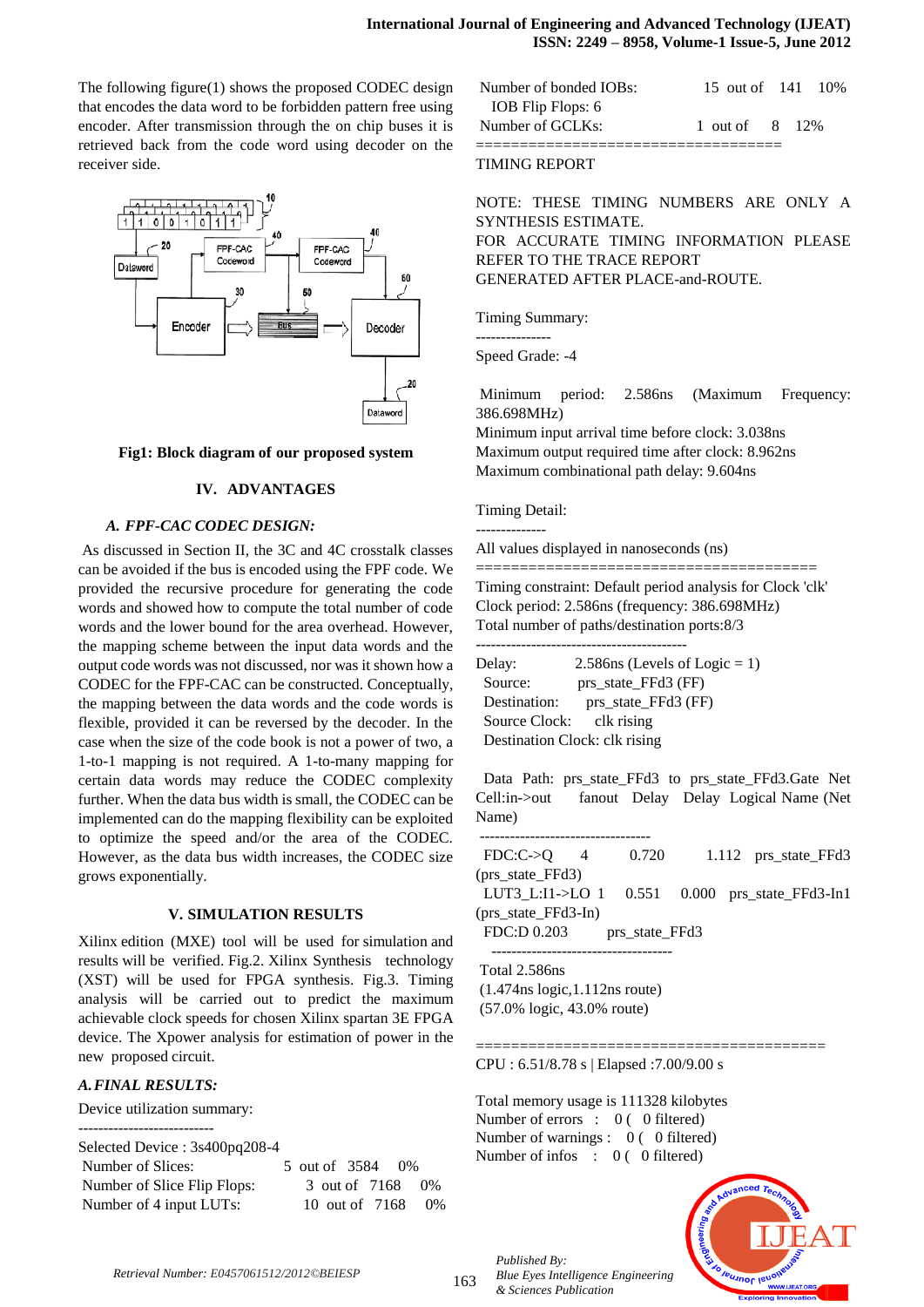The following figure(1) shows the proposed CODEC design that encodes the data word to be forbidden pattern free using encoder. After transmission through the on chip buses it is retrieved back from the code word using decoder on the receiver side.

**Fig1: Block diagram of our proposed system**

## IV. ADVANTAGES

### *A. FPF-CAC CODEC DESIGN:*

As discussed in Section II, the 3C and 4C crosstalk classes can be avoided if the bus is encoded using the FPF code. We provided the recursive procedure for generating the code words and showed how to compute the total number of code words and the lower bound for the area overhead. However, the mapping scheme between the input data words and the output code words was not discussed, nor was it shown how a CODEC for the FPF-CAC can be constructed. Conceptually, the mapping between the data words and the code words is flexible, provided it can be reversed by the decoder. In the case when the size of the code book is not a power of two, a 1-to-1 mapping is not required. A 1-to-many mapping for certain data words may reduce the CODEC complexity further. When the data bus width is small, the CODEC can be implemented can do the mapping flexibility can be exploited to optimize the speed and/or the area of the CODEC. However, as the data bus width increases, the CODEC size grows exponentially.

## V. SIMULATION RESULTS

Xilinx edition (MXE) tool will be used for simulation and results will be verified. Fig.2. Xilinx Synthesis technology (XST) will be used for FPGA synthesis. Fig.3. Timing analysis will be carried out to predict the maximum achievable clock speeds for chosen Xilinx spartan 3E FPGA device. The Xpower analysis for estimation of power in the new proposed circuit.

### *A. FINAL RESULTS:*

Device utilization summary:

```
---------------------------

Selected Device : 3s400pq208-4
 Number of Slices:                 5  out of  3584    0%
 Number of Slice Flip Flops:       3  out of  7168    0%
 Number of 4 input LUTs:          10  out of  7168    0%
 Number of bonded IOBs:           15  out of   141   10%
   IOB Flip Flops: 6
 Number of GCLKs:                  1  out of     8   12%
==================================
```

TIMING REPORT

NOTE: THESE TIMING NUMBERS ARE ONLY A SYNTHESIS ESTIMATE.
FOR ACCURATE TIMING INFORMATION PLEASE REFER TO THE TRACE REPORT GENERATED AFTER PLACE-and-ROUTE.

```
Timing Summary:
---------------
Speed Grade: -4

 Minimum period: 2.586ns (Maximum Frequency: 386.698MHz)
Minimum input arrival time before clock: 3.038ns
Maximum output required time after clock: 8.962ns
Maximum combinational path delay: 9.604ns

Timing Detail:
--------------
All values displayed in nanoseconds (ns)
=====================================
Timing constraint: Default period analysis for Clock 'clk'
Clock period: 2.586ns (frequency: 386.698MHz)
Total number of paths/destination ports:8/3
-----------------------------------------
Delay:          2.586ns (Levels of Logic = 1)
  Source:         prs_state_FFd3 (FF)
  Destination:      prs_state_FFd3 (FF)
  Source Clock:       clk rising
  Destination Clock: clk rising

  Data Path: prs_state_FFd3 to prs_state_FFd3.Gate Net Cell:in->out    fanout  Delay  Delay  Logical Name (Net Name)
 ----------------------------------
 FDC:C->Q      4        0.720        1.112   prs_state_FFd3 (prs_state_FFd3)
 LUT3_L:I1->LO  1     0.551     0.000   prs_state_FFd3-In1 (prs_state_FFd3-In)
 FDC:D 0.203           prs_state_FFd3
   ------------------------------------
 Total 2.586ns
 (1.474ns logic,1.112ns route)
 (57.0% logic, 43.0% route)

========================================
CPU : 6.51/8.78 s | Elapsed :7.00/9.00 s

Total memory usage is 111328 kilobytes
Number of errors   :   0 (   0 filtered)
Number of warnings :   0 (   0 filtered)
Number of infos    :   0 (   0 filtered)
```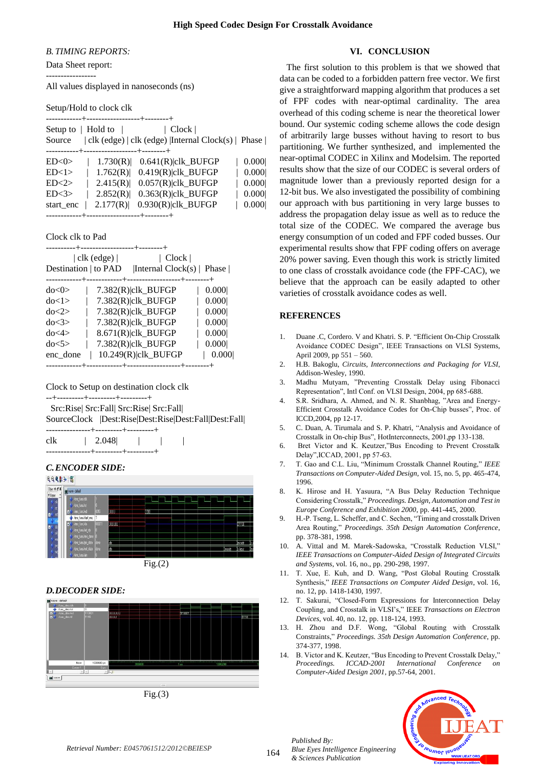### B. TIMING REPORTS:

Data Sheet report:

-----------------

All values displayed in nanoseconds (ns)

Setup/Hold to clock clk

| Source | Setup to clk (edge) | Hold to clk (edge) | Clock Internal Clock(s) | Phase |
|---|---|---|---|---|
| ED<0> | 1.730(R) | 0.641(R) | clk_BUFGP | 0.000 |
| ED<1> | 1.762(R) | 0.419(R) | clk_BUFGP | 0.000 |
| ED<2> | 2.415(R) | 0.057(R) | clk_BUFGP | 0.000 |
| ED<3> | 2.852(R) | 0.363(R) | clk_BUFGP | 0.000 |
| start_enc | 2.177(R) | 0.930(R) | clk_BUFGP | 0.000 |

Clock clk to Pad

| Destination | clk (edge) to PAD | Clock Internal Clock(s) | Phase |
|---|---|---|---|
| do<0> | 7.382(R) | clk_BUFGP | 0.000 |
| do<1> | 7.382(R) | clk_BUFGP | 0.000 |
| do<2> | 7.382(R) | clk_BUFGP | 0.000 |
| do<3> | 7.382(R) | clk_BUFGP | 0.000 |
| do<4> | 8.671(R) | clk_BUFGP | 0.000 |
| do<5> | 7.382(R) | clk_BUFGP | 0.000 |
| enc_done | 10.249(R) | clk_BUFGP | 0.000 |

Clock to Setup on destination clock clk

| Source Clock | Src:Rise Dest:Rise | Src:Fall Dest:Rise | Src:Rise Dest:Fall | Src:Fall Dest:Fall |
|---|---|---|---|---|
| clk | 2.048 | | | |

### C. ENCODER SIDE:

Fig.(2)

### D. DECODER SIDE:

Fig.(3)

## VI. CONCLUSION

The first solution to this problem is that we showed that data can be coded to a forbidden pattern free vector. We first give a straightforward mapping algorithm that produces a set of FPF codes with near-optimal cardinality. The area overhead of this coding scheme is near the theoretical lower bound. Our systemic coding scheme allows the code design of arbitrarily large busses without having to resort to bus partitioning. We further synthesized, and implemented the near-optimal CODEC in Xilinx and Modelsim. The reported results show that the size of our CODEC is several orders of magnitude lower than a previously reported design for a 12-bit bus. We also investigated the possibility of combining our approach with bus partitioning in very large busses to address the propagation delay issue as well as to reduce the total size of the CODEC. We compared the average bus energy consumption of un coded and FPF coded busses. Our experimental results show that FPF coding offers on average 20% power saving. Even though this work is strictly limited to one class of crosstalk avoidance code (the FPF-CAC), we believe that the approach can be easily adapted to other varieties of crosstalk avoidance codes as well.

## REFERENCES

1. Duane .C, Cordero. V and Khatri. S. P. "Efficient On-Chip Crosstalk Avoidance CODEC Design", IEEE Transactions on VLSI Systems, April 2009, pp 551 – 560.
2. H.B. Bakoglu, *Circuits, Interconnections and Packaging for VLSI*, Addison-Wesley, 1990.
3. Madhu Mutyam, "Preventing Crosstalk Delay using Fibonacci Representation", Intl Conf. on VLSI Design, 2004, pp 685-688.
4. S.R. Sridhara, A. Ahmed, and N. R. Shanbhag, "Area and Energy-Efficient Crosstalk Avoidance Codes for On-Chip busses", Proc. of ICCD,2004, pp 12-17.
5. C. Duan, A. Tirumala and S. P. Khatri, "Analysis and Avoidance of Crosstalk in On-chip Bus", HotInterconnects, 2001,pp 133-138.
6. Bret Victor and K. Keutzer,"Bus Encoding to Prevent Crosstalk Delay",ICCAD, 2001, pp 57-63.
7. T. Gao and C.L. Liu, "Minimum Crosstalk Channel Routing," *IEEE Transactions on Computer-Aided Design*, vol. 15, no. 5, pp. 465-474, 1996.
8. K. Hirose and H. Yasuura, "A Bus Delay Reduction Technique Considering Crosstalk," *Proceedings. Design, Automation and Test in Europe Conference and Exhibition 2000*, pp. 441-445, 2000.
9. H.-P. Tseng, L. Scheffer, and C. Sechen, "Timing and crosstalk Driven Area Routing," *Proceedings. 35th Design Automation Conference*, pp. 378-381, 1998.
10. A. Vittal and M. Marek-Sadowska, "Crosstalk Reduction VLSI," *IEEE Transactions on Computer-Aided Design of Integrated Circuits and Systems*, vol. 16, no., pp. 290-298, 1997.
11. T. Xue, E. Kuh, and D. Wang, "Post Global Routing Crosstalk Synthesis," *IEEE Transactions on Computer Aided Design*, vol. 16, no. 12, pp. 1418-1430, 1997.
12. T. Sakurai, "Closed-Form Expressions for Interconnection Delay Coupling, and Crosstalk in VLSI's," IEEE *Transactions on Electron Devices*, vol. 40, no. 12, pp. 118-124, 1993.
13. H. Zhou and D.F. Wong, "Global Routing with Crosstalk Constraints," *Proceedings. 35th Design Automation Conference*, pp. 374-377, 1998.
14. B. Victor and K. Keutzer, "Bus Encoding to Prevent Crosstalk Delay," *Proceedings. ICCAD-2001 International Conference on Computer-Aided Design 2001*, pp.57-64, 2001.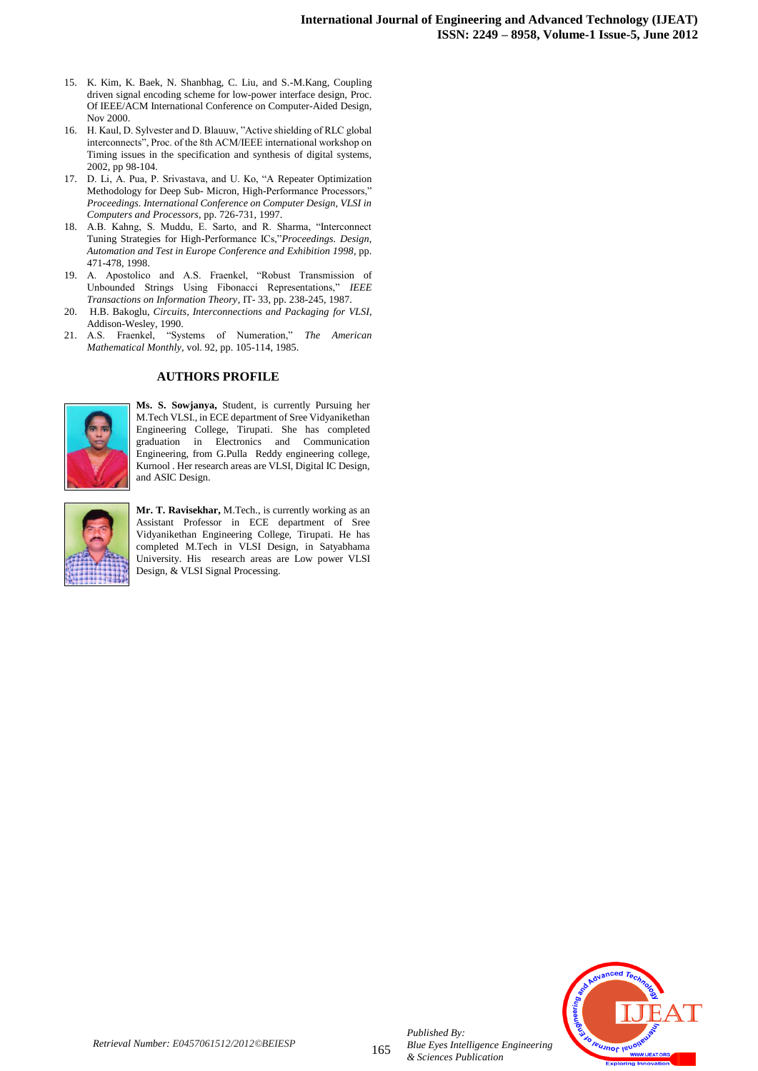15. K. Kim, K. Baek, N. Shanbhag, C. Liu, and S.-M.Kang, Coupling driven signal encoding scheme for low-power interface design, Proc. Of IEEE/ACM International Conference on Computer-Aided Design, Nov 2000.
16. H. Kaul, D. Sylvester and D. Blauuw, "Active shielding of RLC global interconnects", Proc. of the 8th ACM/IEEE international workshop on Timing issues in the specification and synthesis of digital systems, 2002, pp 98-104.
17. D. Li, A. Pua, P. Srivastava, and U. Ko, "A Repeater Optimization Methodology for Deep Sub- Micron, High-Performance Processors," *Proceedings. International Conference on Computer Design, VLSI in Computers and Processors*, pp. 726-731, 1997.
18. A.B. Kahng, S. Muddu, E. Sarto, and R. Sharma, "Interconnect Tuning Strategies for High-Performance ICs,"*Proceedings. Design, Automation and Test in Europe Conference and Exhibition 1998*, pp. 471-478, 1998.
19. A. Apostolico and A.S. Fraenkel, "Robust Transmission of Unbounded Strings Using Fibonacci Representations," *IEEE Transactions on Information Theory*, IT- 33, pp. 238-245, 1987.
20. H.B. Bakoglu, *Circuits, Interconnections and Packaging for VLSI*, Addison-Wesley, 1990.
21. A.S. Fraenkel, "Systems of Numeration," *The American Mathematical Monthly*, vol. 92, pp. 105-114, 1985.

## AUTHORS PROFILE

**Ms. S. Sowjanya,** Student, is currently Pursuing her M.Tech VLSI., in ECE department of Sree Vidyanikethan Engineering College, Tirupati. She has completed graduation in Electronics and Communication Engineering, from G.Pulla Reddy engineering college, Kurnool . Her research areas are VLSI, Digital IC Design, and ASIC Design.

**Mr. T. Ravisekhar,** M.Tech., is currently working as an Assistant Professor in ECE department of Sree Vidyanikethan Engineering College, Tirupati. He has completed M.Tech in VLSI Design, in Satyabhama University. His research areas are Low power VLSI Design, & VLSI Signal Processing.